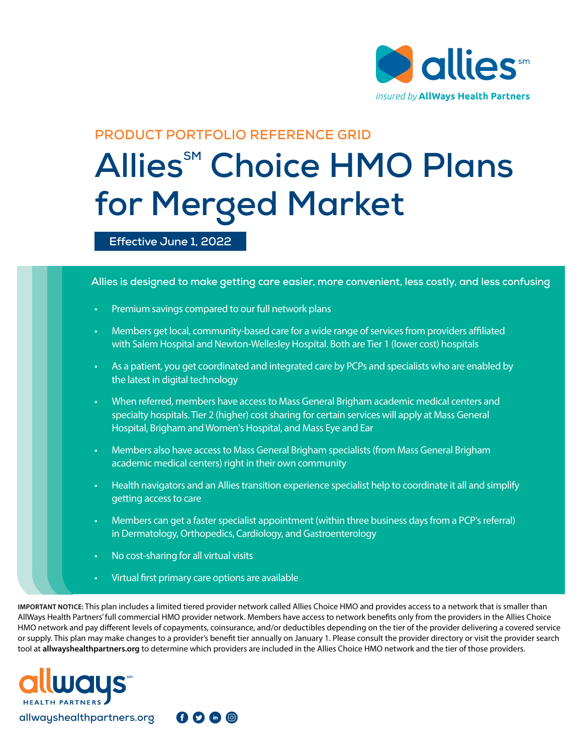allies[sm]

*insured by* **AllWays Health Partners**

PRODUCT PORTFOLIO REFERENCE GRID

# Allies[SM] Choice HMO Plans for Merged Market

**Effective June 1, 2022**

**Allies is designed to make getting care easier, more convenient, less costly, and less confusing**

- Premium savings compared to our full network plans
- Members get local, community-based care for a wide range of services from providers affiliated with Salem Hospital and Newton-Wellesley Hospital. Both are Tier 1 (lower cost) hospitals
- As a patient, you get coordinated and integrated care by PCPs and specialists who are enabled by the latest in digital technology
- When referred, members have access to Mass General Brigham academic medical centers and specialty hospitals. Tier 2 (higher) cost sharing for certain services will apply at Mass General Hospital, Brigham and Women's Hospital, and Mass Eye and Ear
- Members also have access to Mass General Brigham specialists (from Mass General Brigham academic medical centers) right in their own community
- Health navigators and an Allies transition experience specialist help to coordinate it all and simplify getting access to care
- Members can get a faster specialist appointment (within three business days from a PCP's referral) in Dermatology, Orthopedics, Cardiology, and Gastroenterology
- No cost-sharing for all virtual visits
- Virtual first primary care options are available

**IMPORTANT NOTICE:** This plan includes a limited tiered provider network called Allies Choice HMO and provides access to a network that is smaller than AllWays Health Partners' full commercial HMO provider network. Members have access to network benefits only from the providers in the Allies Choice HMO network and pay different levels of copayments, coinsurance, and/or deductibles depending on the tier of the provider delivering a covered service or supply. This plan may make changes to a provider's benefit tier annually on January 1. Please consult the provider directory or visit the provider search tool at **allwayshealthpartners.org** to determine which providers are included in the Allies Choice HMO network and the tier of those providers.

allways[sm] HEALTH PARTNERS

allwayshealthpartners.org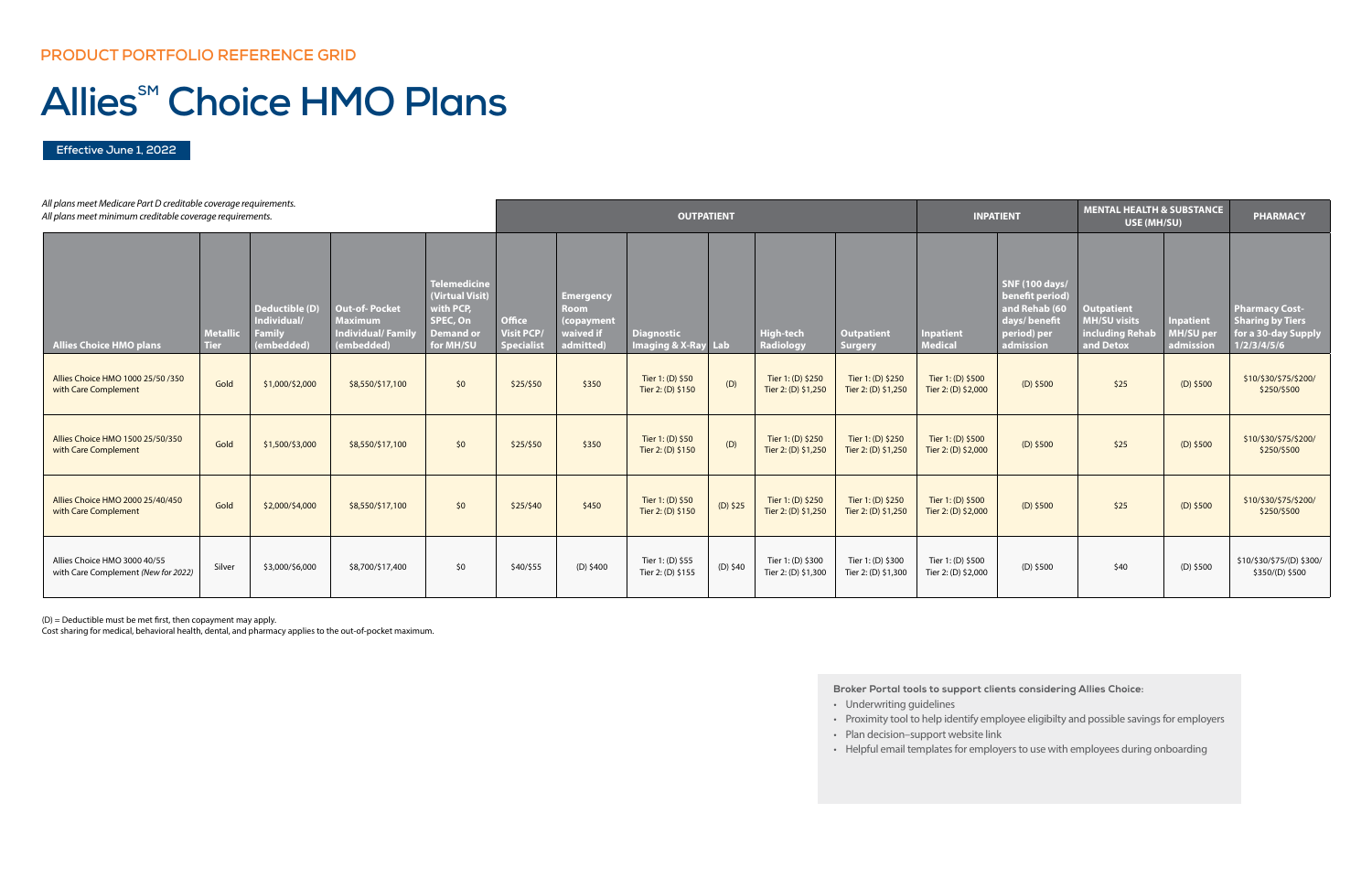PRODUCT PORTFOLIO REFERENCE GRID

# Allies℠ Choice HMO Plans

**Effective June 1, 2022**

*All plans meet Medicare Part D creditable coverage requirements.*
*All plans meet minimum creditable coverage requirements.*

| | | | | | OUTPATIENT | | | | | | INPATIENT | | MENTAL HEALTH & SUBSTANCE USE (MH/SU) | | PHARMACY |
|---|---|---|---|---|---|---|---|---|---|---|---|---|---|---|---|
| **Allies Choice HMO plans** | **Metallic Tier** | **Deductible (D) Individual/ Family (embedded)** | **Out-of- Pocket Maximum Individual/ Family (embedded)** | **Telemedicine (Virtual Visit) with PCP, SPEC, On Demand or for MH/SU** | **Office Visit PCP/ Specialist** | **Emergency Room (copayment waived if admitted)** | **Diagnostic Imaging & X-Ray** | **Lab** | **High-tech Radiology** | **Outpatient Surgery** | **Inpatient Medical** | **SNF (100 days/ benefit period) and Rehab (60 days/ benefit period) per admission** | **Outpatient MH/SU visits including Rehab and Detox** | **Inpatient MH/SU per admission** | **Pharmacy Cost-Sharing by Tiers for a 30-day Supply 1/2/3/4/5/6** |
| Allies Choice HMO 1000 25/50 /350 with Care Complement | Gold | $1,000/$2,000 | $8,550/$17,100 | $0 | $25/$50 | $350 | Tier 1: (D) $50 Tier 2: (D) $150 | (D) | Tier 1: (D) $250 Tier 2: (D) $1,250 | Tier 1: (D) $250 Tier 2: (D) $1,250 | Tier 1: (D) $500 Tier 2: (D) $2,000 | (D) $500 | $25 | (D) $500 | $10/$30/$75/$200/ $250/$500 |
| Allies Choice HMO 1500 25/50/350 with Care Complement | Gold | $1,500/$3,000 | $8,550/$17,100 | $0 | $25/$50 | $350 | Tier 1: (D) $50 Tier 2: (D) $150 | (D) | Tier 1: (D) $250 Tier 2: (D) $1,250 | Tier 1: (D) $250 Tier 2: (D) $1,250 | Tier 1: (D) $500 Tier 2: (D) $2,000 | (D) $500 | $25 | (D) $500 | $10/$30/$75/$200/ $250/$500 |
| Allies Choice HMO 2000 25/40/450 with Care Complement | Gold | $2,000/$4,000 | $8,550/$17,100 | $0 | $25/$40 | $450 | Tier 1: (D) $50 Tier 2: (D) $150 | (D) $25 | Tier 1: (D) $250 Tier 2: (D) $1,250 | Tier 1: (D) $250 Tier 2: (D) $1,250 | Tier 1: (D) $500 Tier 2: (D) $2,000 | (D) $500 | $25 | (D) $500 | $10/$30/$75/$200/ $250/$500 |
| Allies Choice HMO 3000 40/55 with Care Complement *(New for 2022)* | Silver | $3,000/$6,000 | $8,700/$17,400 | $0 | $40/$55 | (D) $400 | Tier 1: (D) $55 Tier 2: (D) $155 | (D) $40 | Tier 1: (D) $300 Tier 2: (D) $1,300 | Tier 1: (D) $300 Tier 2: (D) $1,300 | Tier 1: (D) $500 Tier 2: (D) $2,000 | (D) $500 | $40 | (D) $500 | $10/$30/$75/(D) $300/ $350/(D) $500 |

(D) = Deductible must be met first, then copayment may apply.
Cost sharing for medical, behavioral health, dental, and pharmacy applies to the out-of-pocket maximum.

**Broker Portal tools to support clients considering Allies Choice:**

- Underwriting guidelines
- Proximity tool to help identify employee eligibilty and possible savings for employers
- Plan decision–support website link
- Helpful email templates for employers to use with employees during onboarding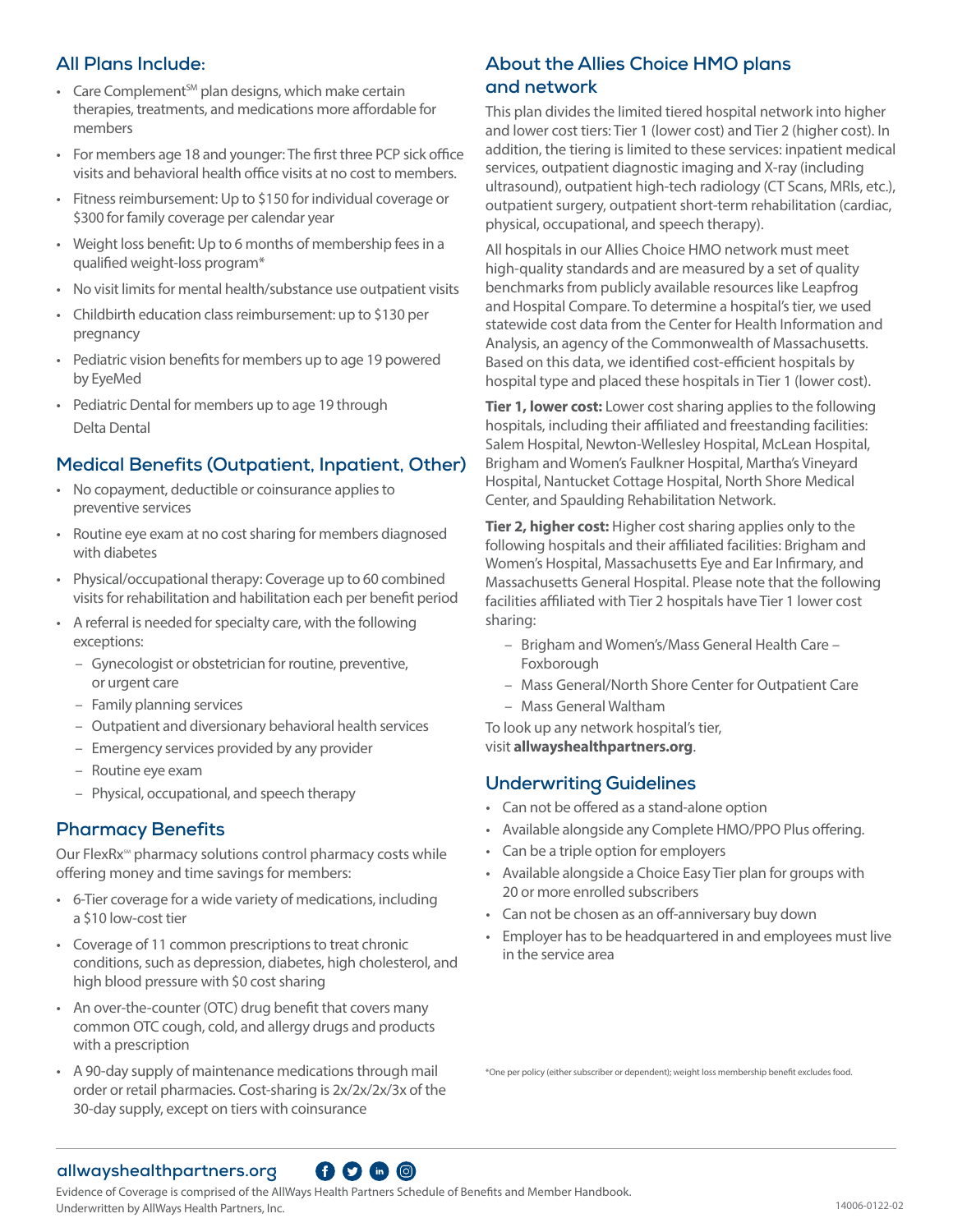## All Plans Include:

- Care Complement℠ plan designs, which make certain therapies, treatments, and medications more affordable for members
- For members age 18 and younger: The first three PCP sick office visits and behavioral health office visits at no cost to members.
- Fitness reimbursement: Up to $150 for individual coverage or $300 for family coverage per calendar year
- Weight loss benefit: Up to 6 months of membership fees in a qualified weight-loss program*
- No visit limits for mental health/substance use outpatient visits
- Childbirth education class reimbursement: up to $130 per pregnancy
- Pediatric vision benefits for members up to age 19 powered by EyeMed
- Pediatric Dental for members up to age 19 through Delta Dental

## Medical Benefits (Outpatient, Inpatient, Other)

- No copayment, deductible or coinsurance applies to preventive services
- Routine eye exam at no cost sharing for members diagnosed with diabetes
- Physical/occupational therapy: Coverage up to 60 combined visits for rehabilitation and habilitation each per benefit period
- A referral is needed for specialty care, with the following exceptions:
  - Gynecologist or obstetrician for routine, preventive, or urgent care
  - Family planning services
  - Outpatient and diversionary behavioral health services
  - Emergency services provided by any provider
  - Routine eye exam
  - Physical, occupational, and speech therapy

## Pharmacy Benefits

Our FlexRx℠ pharmacy solutions control pharmacy costs while offering money and time savings for members:

- 6-Tier coverage for a wide variety of medications, including a $10 low-cost tier
- Coverage of 11 common prescriptions to treat chronic conditions, such as depression, diabetes, high cholesterol, and high blood pressure with $0 cost sharing
- An over-the-counter (OTC) drug benefit that covers many common OTC cough, cold, and allergy drugs and products with a prescription
- A 90-day supply of maintenance medications through mail order or retail pharmacies. Cost-sharing is 2x/2x/2x/3x of the 30-day supply, except on tiers with coinsurance

## About the Allies Choice HMO plans and network

This plan divides the limited tiered hospital network into higher and lower cost tiers: Tier 1 (lower cost) and Tier 2 (higher cost). In addition, the tiering is limited to these services: inpatient medical services, outpatient diagnostic imaging and X-ray (including ultrasound), outpatient high-tech radiology (CT Scans, MRIs, etc.), outpatient surgery, outpatient short-term rehabilitation (cardiac, physical, occupational, and speech therapy).

All hospitals in our Allies Choice HMO network must meet high-quality standards and are measured by a set of quality benchmarks from publicly available resources like Leapfrog and Hospital Compare. To determine a hospital's tier, we used statewide cost data from the Center for Health Information and Analysis, an agency of the Commonwealth of Massachusetts. Based on this data, we identified cost-efficient hospitals by hospital type and placed these hospitals in Tier 1 (lower cost).

**Tier 1, lower cost:** Lower cost sharing applies to the following hospitals, including their affiliated and freestanding facilities: Salem Hospital, Newton-Wellesley Hospital, McLean Hospital, Brigham and Women's Faulkner Hospital, Martha's Vineyard Hospital, Nantucket Cottage Hospital, North Shore Medical Center, and Spaulding Rehabilitation Network.

**Tier 2, higher cost:** Higher cost sharing applies only to the following hospitals and their affiliated facilities: Brigham and Women's Hospital, Massachusetts Eye and Ear Infirmary, and Massachusetts General Hospital. Please note that the following facilities affiliated with Tier 2 hospitals have Tier 1 lower cost sharing:

- Brigham and Women's/Mass General Health Care – Foxborough
- Mass General/North Shore Center for Outpatient Care
- Mass General Waltham

To look up any network hospital's tier, visit **allwayshealthpartners.org**.

## Underwriting Guidelines

- Can not be offered as a stand-alone option
- Available alongside any Complete HMO/PPO Plus offering.
- Can be a triple option for employers
- Available alongside a Choice Easy Tier plan for groups with 20 or more enrolled subscribers
- Can not be chosen as an off-anniversary buy down
- Employer has to be headquartered in and employees must live in the service area

*One per policy (either subscriber or dependent); weight loss membership benefit excludes food.

**allwayshealthpartners.org**

Evidence of Coverage is comprised of the AllWays Health Partners Schedule of Benefits and Member Handbook.
Underwritten by AllWays Health Partners, Inc.

14006-0122-02